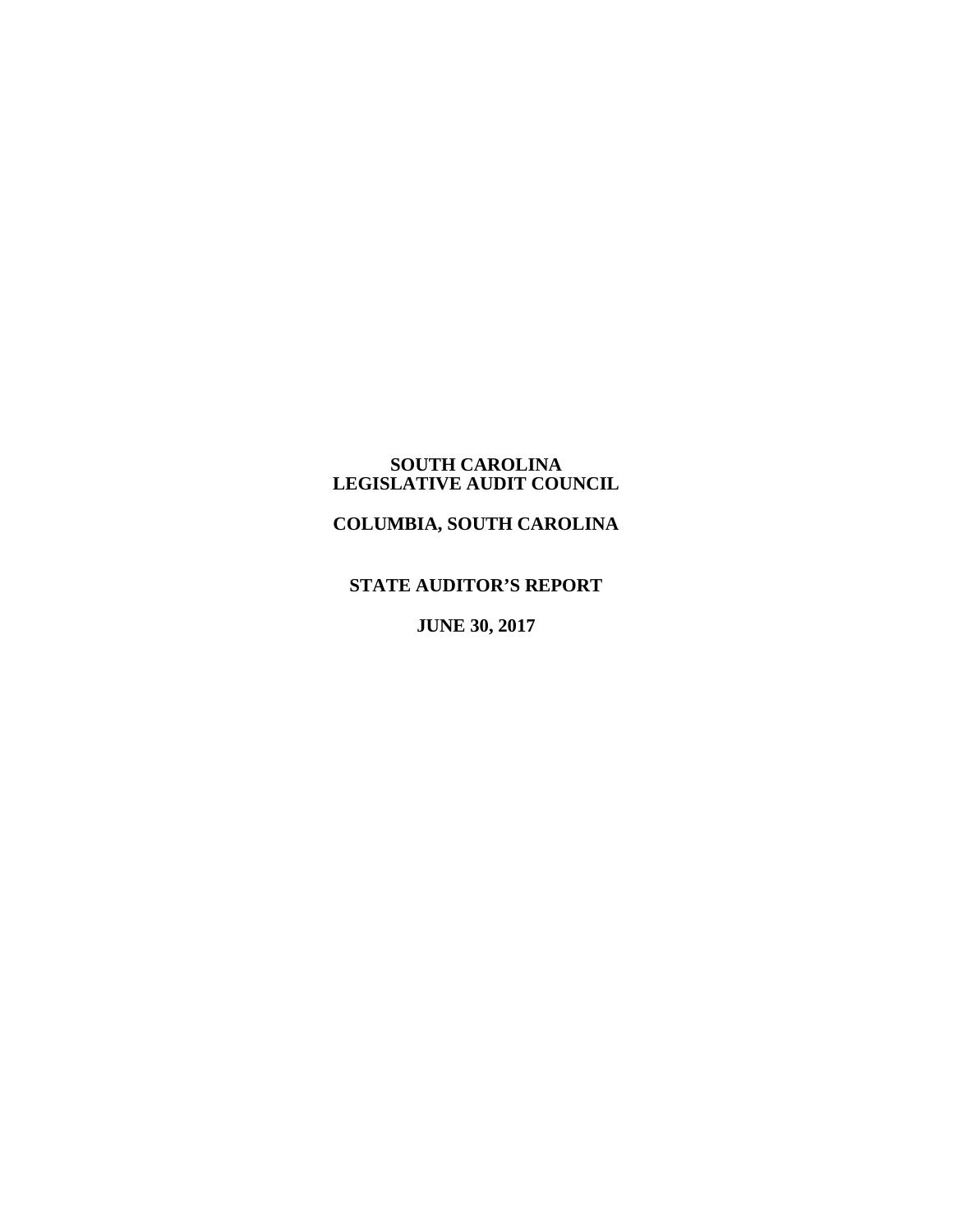# SOUTH CAROLINA LEGISLATIVE AUDIT COUNCIL

## COLUMBIA, SOUTH CAROLINA

## STATE AUDITOR'S REPORT

## JUNE 30, 2017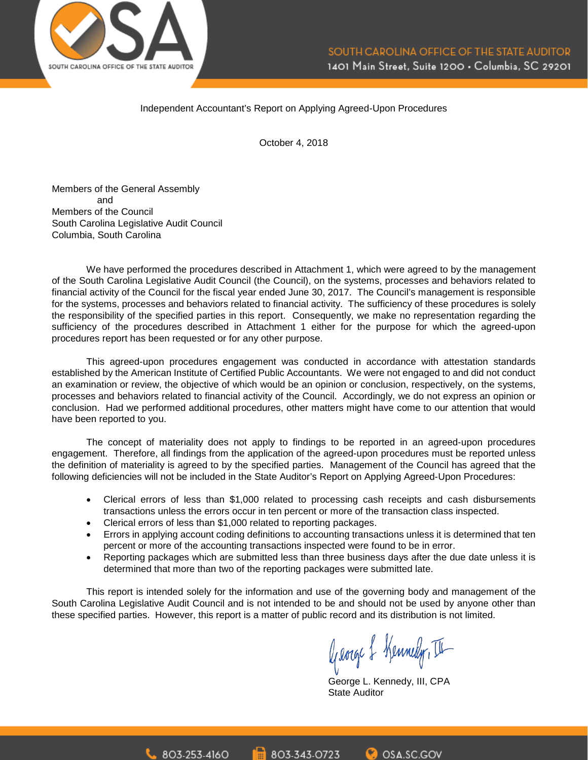Independent Accountant's Report on Applying Agreed-Upon Procedures

October 4, 2018

Members of the General Assembly
and
Members of the Council
South Carolina Legislative Audit Council
Columbia, South Carolina

We have performed the procedures described in Attachment 1, which were agreed to by the management of the South Carolina Legislative Audit Council (the Council), on the systems, processes and behaviors related to financial activity of the Council for the fiscal year ended June 30, 2017. The Council's management is responsible for the systems, processes and behaviors related to financial activity. The sufficiency of these procedures is solely the responsibility of the specified parties in this report. Consequently, we make no representation regarding the sufficiency of the procedures described in Attachment 1 either for the purpose for which the agreed-upon procedures report has been requested or for any other purpose.

This agreed-upon procedures engagement was conducted in accordance with attestation standards established by the American Institute of Certified Public Accountants. We were not engaged to and did not conduct an examination or review, the objective of which would be an opinion or conclusion, respectively, on the systems, processes and behaviors related to financial activity of the Council. Accordingly, we do not express an opinion or conclusion. Had we performed additional procedures, other matters might have come to our attention that would have been reported to you.

The concept of materiality does not apply to findings to be reported in an agreed-upon procedures engagement. Therefore, all findings from the application of the agreed-upon procedures must be reported unless the definition of materiality is agreed to by the specified parties. Management of the Council has agreed that the following deficiencies will not be included in the State Auditor's Report on Applying Agreed-Upon Procedures:

- Clerical errors of less than $1,000 related to processing cash receipts and cash disbursements transactions unless the errors occur in ten percent or more of the transaction class inspected.
- Clerical errors of less than $1,000 related to reporting packages.
- Errors in applying account coding definitions to accounting transactions unless it is determined that ten percent or more of the accounting transactions inspected were found to be in error.
- Reporting packages which are submitted less than three business days after the due date unless it is determined that more than two of the reporting packages were submitted late.

This report is intended solely for the information and use of the governing body and management of the South Carolina Legislative Audit Council and is not intended to be and should not be used by anyone other than these specified parties. However, this report is a matter of public record and its distribution is not limited.

George L. Kennedy, III, CPA
State Auditor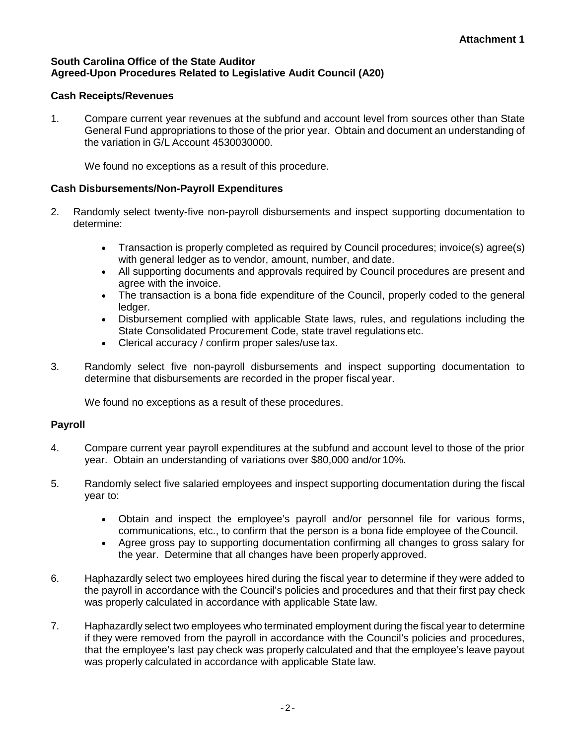**Attachment 1**

**South Carolina Office of the State Auditor**
**Agreed-Upon Procedures Related to Legislative Audit Council (A20)**

## Cash Receipts/Revenues

1. Compare current year revenues at the subfund and account level from sources other than State General Fund appropriations to those of the prior year. Obtain and document an understanding of the variation in G/L Account 4530030000.

   We found no exceptions as a result of this procedure.

## Cash Disbursements/Non-Payroll Expenditures

2. Randomly select twenty-five non-payroll disbursements and inspect supporting documentation to determine:

   - Transaction is properly completed as required by Council procedures; invoice(s) agree(s) with general ledger as to vendor, amount, number, and date.
   - All supporting documents and approvals required by Council procedures are present and agree with the invoice.
   - The transaction is a bona fide expenditure of the Council, properly coded to the general ledger.
   - Disbursement complied with applicable State laws, rules, and regulations including the State Consolidated Procurement Code, state travel regulations etc.
   - Clerical accuracy / confirm proper sales/use tax.

3. Randomly select five non-payroll disbursements and inspect supporting documentation to determine that disbursements are recorded in the proper fiscal year.

   We found no exceptions as a result of these procedures.

## Payroll

4. Compare current year payroll expenditures at the subfund and account level to those of the prior year. Obtain an understanding of variations over $80,000 and/or 10%.

5. Randomly select five salaried employees and inspect supporting documentation during the fiscal year to:

   - Obtain and inspect the employee's payroll and/or personnel file for various forms, communications, etc., to confirm that the person is a bona fide employee of the Council.
   - Agree gross pay to supporting documentation confirming all changes to gross salary for the year. Determine that all changes have been properly approved.

6. Haphazardly select two employees hired during the fiscal year to determine if they were added to the payroll in accordance with the Council's policies and procedures and that their first pay check was properly calculated in accordance with applicable State law.

7. Haphazardly select two employees who terminated employment during the fiscal year to determine if they were removed from the payroll in accordance with the Council's policies and procedures, that the employee's last pay check was properly calculated and that the employee's leave payout was properly calculated in accordance with applicable State law.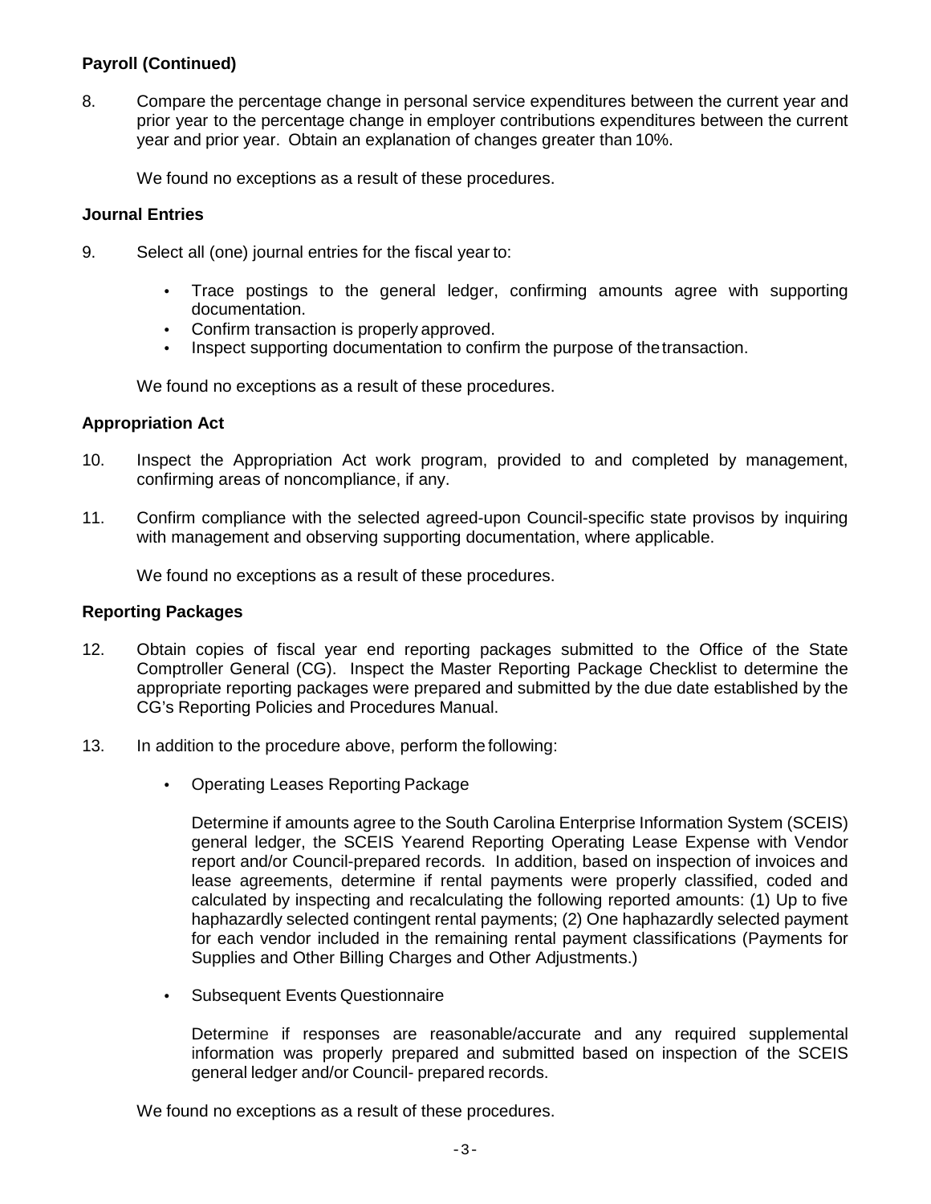**Payroll (Continued)**

8. Compare the percentage change in personal service expenditures between the current year and prior year to the percentage change in employer contributions expenditures between the current year and prior year. Obtain an explanation of changes greater than 10%.

   We found no exceptions as a result of these procedures.

**Journal Entries**

9. Select all (one) journal entries for the fiscal year to:

   - Trace postings to the general ledger, confirming amounts agree with supporting documentation.
   - Confirm transaction is properly approved.
   - Inspect supporting documentation to confirm the purpose of the transaction.

   We found no exceptions as a result of these procedures.

**Appropriation Act**

10. Inspect the Appropriation Act work program, provided to and completed by management, confirming areas of noncompliance, if any.

11. Confirm compliance with the selected agreed-upon Council-specific state provisos by inquiring with management and observing supporting documentation, where applicable.

    We found no exceptions as a result of these procedures.

**Reporting Packages**

12. Obtain copies of fiscal year end reporting packages submitted to the Office of the State Comptroller General (CG). Inspect the Master Reporting Package Checklist to determine the appropriate reporting packages were prepared and submitted by the due date established by the CG's Reporting Policies and Procedures Manual.

13. In addition to the procedure above, perform the following:

    - Operating Leases Reporting Package

      Determine if amounts agree to the South Carolina Enterprise Information System (SCEIS) general ledger, the SCEIS Yearend Reporting Operating Lease Expense with Vendor report and/or Council-prepared records. In addition, based on inspection of invoices and lease agreements, determine if rental payments were properly classified, coded and calculated by inspecting and recalculating the following reported amounts: (1) Up to five haphazardly selected contingent rental payments; (2) One haphazardly selected payment for each vendor included in the remaining rental payment classifications (Payments for Supplies and Other Billing Charges and Other Adjustments.)

    - Subsequent Events Questionnaire

      Determine if responses are reasonable/accurate and any required supplemental information was properly prepared and submitted based on inspection of the SCEIS general ledger and/or Council- prepared records.

    We found no exceptions as a result of these procedures.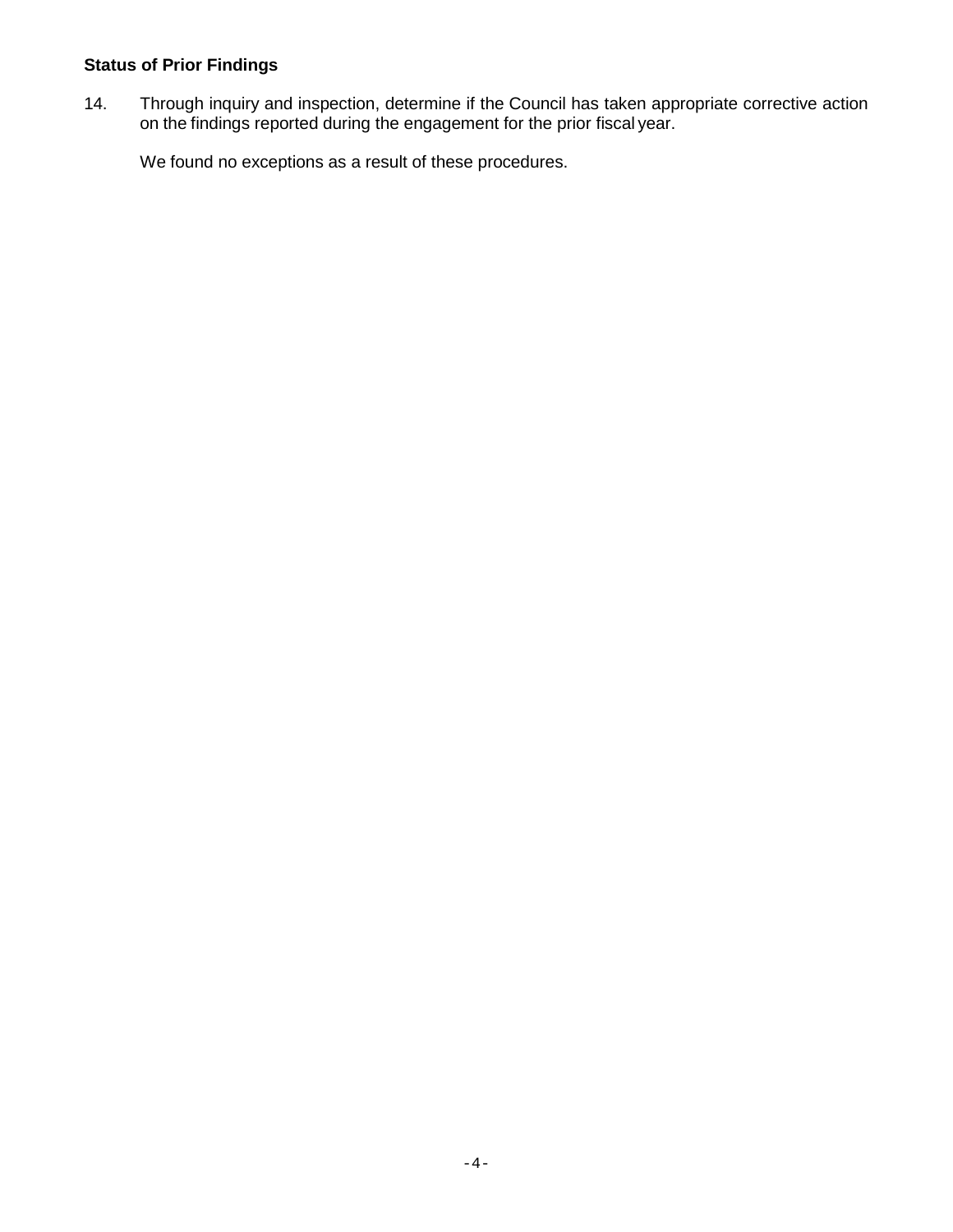**Status of Prior Findings**

14. Through inquiry and inspection, determine if the Council has taken appropriate corrective action on the findings reported during the engagement for the prior fiscal year.

    We found no exceptions as a result of these procedures.